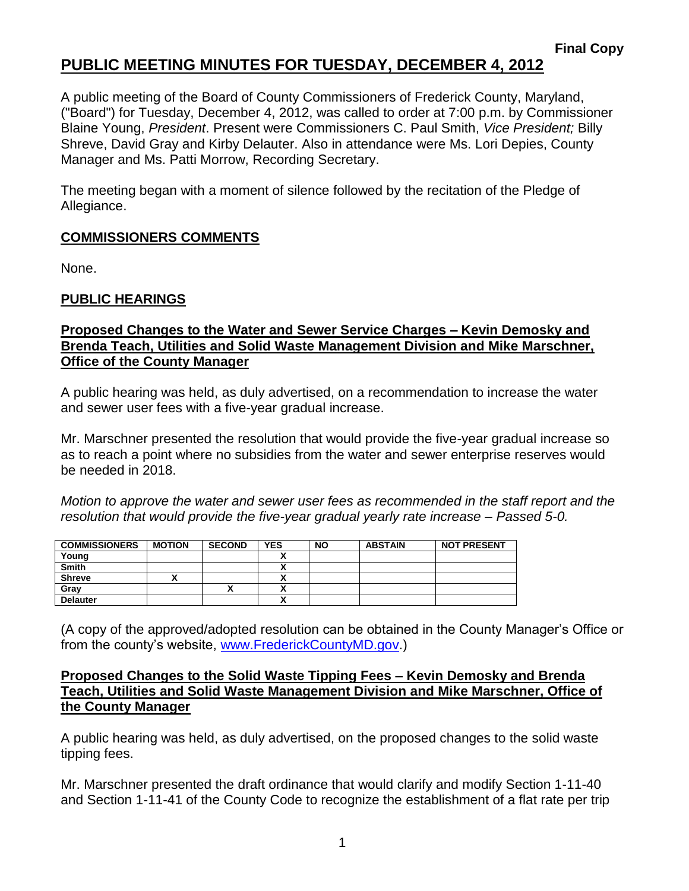**Final Copy**

# PUBLIC MEETING MINUTES FOR TUESDAY, DECEMBER 4, 2012

A public meeting of the Board of County Commissioners of Frederick County, Maryland, ("Board") for Tuesday, December 4, 2012, was called to order at 7:00 p.m. by Commissioner Blaine Young, *President*. Present were Commissioners C. Paul Smith, *Vice President;* Billy Shreve, David Gray and Kirby Delauter. Also in attendance were Ms. Lori Depies, County Manager and Ms. Patti Morrow, Recording Secretary.

The meeting began with a moment of silence followed by the recitation of the Pledge of Allegiance.

## COMMISSIONERS COMMENTS

None.

## PUBLIC HEARINGS

### Proposed Changes to the Water and Sewer Service Charges – Kevin Demosky and Brenda Teach, Utilities and Solid Waste Management Division and Mike Marschner, Office of the County Manager

A public hearing was held, as duly advertised, on a recommendation to increase the water and sewer user fees with a five-year gradual increase.

Mr. Marschner presented the resolution that would provide the five-year gradual increase so as to reach a point where no subsidies from the water and sewer enterprise reserves would be needed in 2018.

*Motion to approve the water and sewer user fees as recommended in the staff report and the resolution that would provide the five-year gradual yearly rate increase – Passed 5-0.*

| COMMISSIONERS | MOTION | SECOND | YES | NO | ABSTAIN | NOT PRESENT |
|---|---|---|---|---|---|---|
| Young | | | X | | | |
| Smith | | | X | | | |
| Shreve | X | | X | | | |
| Gray | | X | X | | | |
| Delauter | | | X | | | |

(A copy of the approved/adopted resolution can be obtained in the County Manager's Office or from the county's website, www.FrederickCountyMD.gov.)

### Proposed Changes to the Solid Waste Tipping Fees – Kevin Demosky and Brenda Teach, Utilities and Solid Waste Management Division and Mike Marschner, Office of the County Manager

A public hearing was held, as duly advertised, on the proposed changes to the solid waste tipping fees.

Mr. Marschner presented the draft ordinance that would clarify and modify Section 1-11-40 and Section 1-11-41 of the County Code to recognize the establishment of a flat rate per trip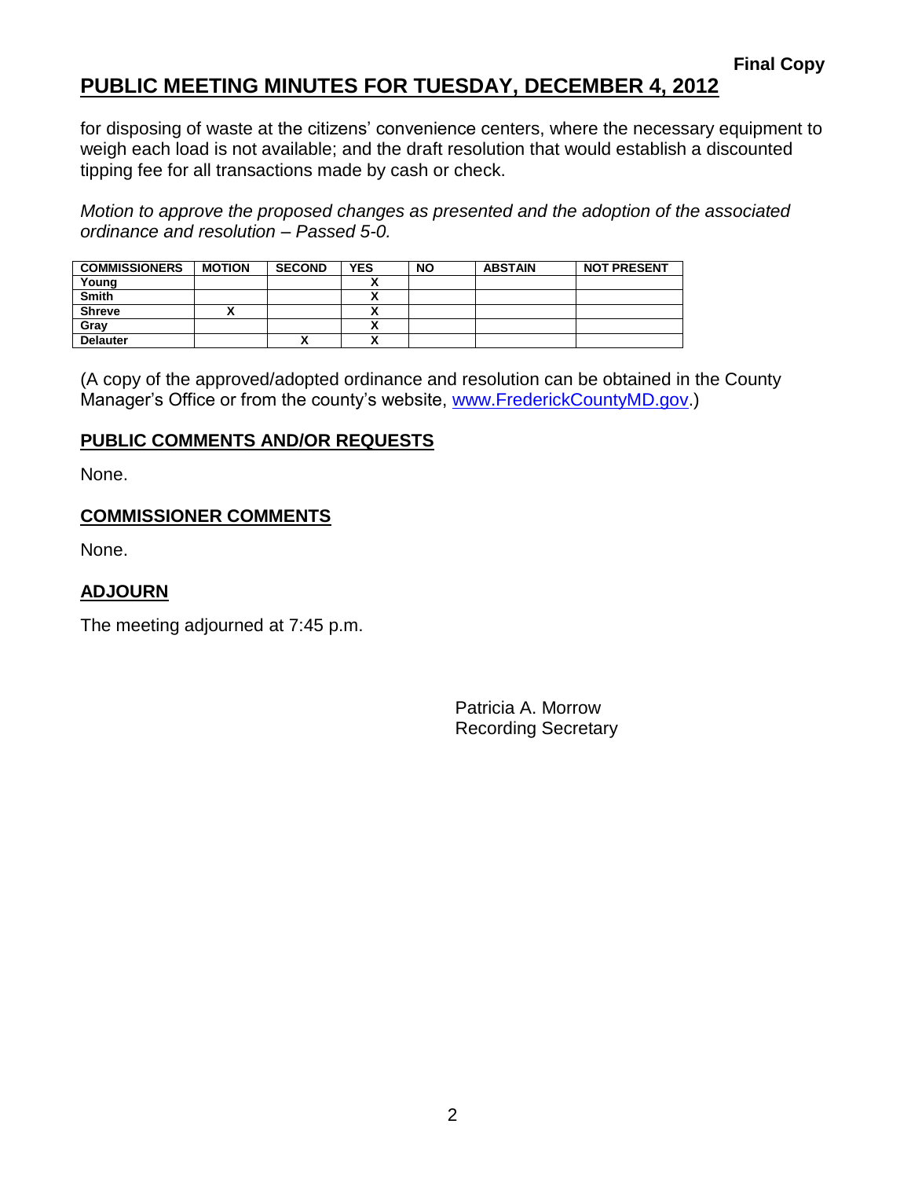**Final Copy**

# PUBLIC MEETING MINUTES FOR TUESDAY, DECEMBER 4, 2012

for disposing of waste at the citizens' convenience centers, where the necessary equipment to weigh each load is not available; and the draft resolution that would establish a discounted tipping fee for all transactions made by cash or check.

*Motion to approve the proposed changes as presented and the adoption of the associated ordinance and resolution – Passed 5-0.*

| COMMISSIONERS | MOTION | SECOND | YES | NO | ABSTAIN | NOT PRESENT |
|---|---|---|---|---|---|---|
| Young | | | X | | | |
| Smith | | | X | | | |
| Shreve | X | | X | | | |
| Gray | | | X | | | |
| Delauter | | X | X | | | |

(A copy of the approved/adopted ordinance and resolution can be obtained in the County Manager's Office or from the county's website, www.FrederickCountyMD.gov.)

## PUBLIC COMMENTS AND/OR REQUESTS

None.

## COMMISSIONER COMMENTS

None.

## ADJOURN

The meeting adjourned at 7:45 p.m.

Patricia A. Morrow
Recording Secretary